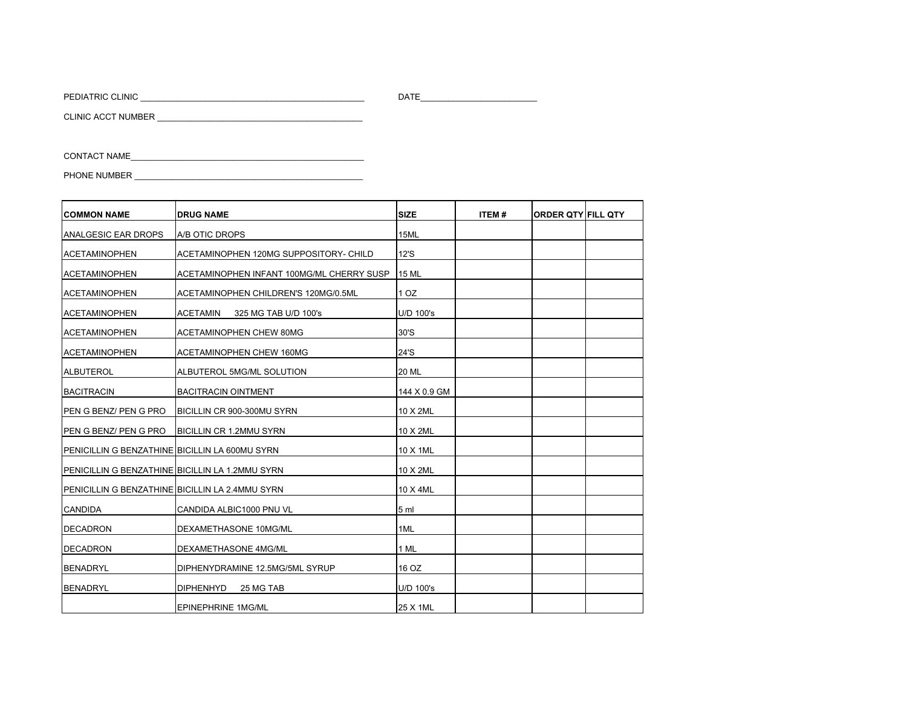PEDIATRIC CLINIC ________________________________________________ DATE_________________________

CLINIC ACCT NUMBER ____________________________________________

CONTACT NAME__________________________________________________

PHONE NUMBER _________________________________________________

| COMMON NAME | DRUG NAME | SIZE | ITEM # | ORDER QTY | FILL QTY |
|---|---|---|---|---|---|
| ANALGESIC EAR DROPS | A/B OTIC DROPS | 15ML | | | |
| ACETAMINOPHEN | ACETAMINOPHEN 120MG SUPPOSITORY- CHILD | 12'S | | | |
| ACETAMINOPHEN | ACETAMINOPHEN INFANT 100MG/ML CHERRY SUSP | 15 ML | | | |
| ACETAMINOPHEN | ACETAMINOPHEN CHILDREN'S 120MG/0.5ML | 1 OZ | | | |
| ACETAMINOPHEN | ACETAMIN 325 MG TAB U/D 100's | U/D 100's | | | |
| ACETAMINOPHEN | ACETAMINOPHEN CHEW 80MG | 30'S | | | |
| ACETAMINOPHEN | ACETAMINOPHEN CHEW 160MG | 24'S | | | |
| ALBUTEROL | ALBUTEROL 5MG/ML SOLUTION | 20 ML | | | |
| BACITRACIN | BACITRACIN OINTMENT | 144 X 0.9 GM | | | |
| PEN G BENZ/ PEN G PRO | BICILLIN CR 900-300MU SYRN | 10 X 2ML | | | |
| PEN G BENZ/ PEN G PRO | BICILLIN CR 1.2MMU SYRN | 10 X 2ML | | | |
| PENICILLIN G BENZATHINE | BICILLIN LA 600MU SYRN | 10 X 1ML | | | |
| PENICILLIN G BENZATHINE | BICILLIN LA 1.2MMU SYRN | 10 X 2ML | | | |
| PENICILLIN G BENZATHINE | BICILLIN LA 2.4MMU SYRN | 10 X 4ML | | | |
| CANDIDA | CANDIDA ALBIC1000 PNU VL | 5 ml | | | |
| DECADRON | DEXAMETHASONE 10MG/ML | 1ML | | | |
| DECADRON | DEXAMETHASONE 4MG/ML | 1 ML | | | |
| BENADRYL | DIPHENYDRAMINE 12.5MG/5ML SYRUP | 16 OZ | | | |
| BENADRYL | DIPHENHYD 25 MG TAB | U/D 100's | | | |
| | EPINEPHRINE 1MG/ML | 25 X 1ML | | | |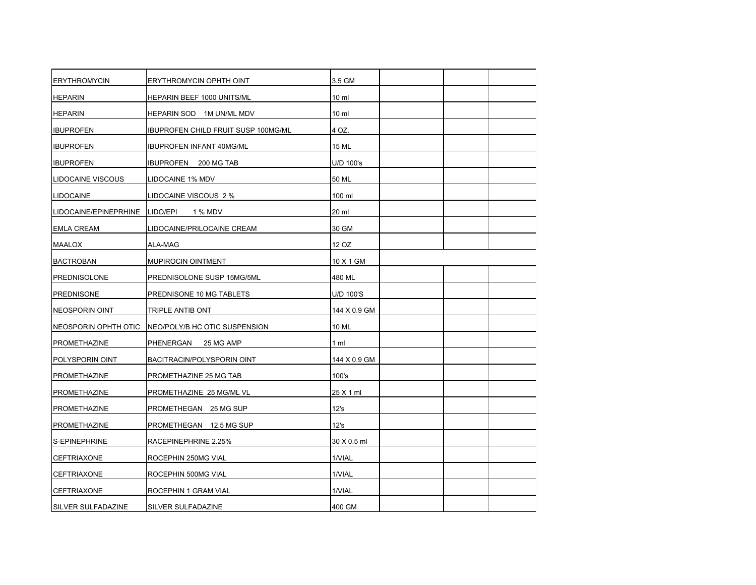| | | | | | |
|---|---|---|---|---|---|
| ERYTHROMYCIN | ERYTHROMYCIN OPHTH OINT | 3.5 GM | | | |
| HEPARIN | HEPARIN BEEF 1000 UNITS/ML | 10 ml | | | |
| HEPARIN | HEPARIN SOD 1M UN/ML MDV | 10 ml | | | |
| IBUPROFEN | IBUPROFEN CHILD FRUIT SUSP 100MG/ML | 4 OZ. | | | |
| IBUPROFEN | IBUPROFEN INFANT 40MG/ML | 15 ML | | | |
| IBUPROFEN | IBUPROFEN 200 MG TAB | U/D 100's | | | |
| LIDOCAINE VISCOUS | LIDOCAINE 1% MDV | 50 ML | | | |
| LIDOCAINE | LIDOCAINE VISCOUS 2 % | 100 ml | | | |
| LIDOCAINE/EPINEPRHINE | LIDO/EPI 1 % MDV | 20 ml | | | |
| EMLA CREAM | LIDOCAINE/PRILOCAINE CREAM | 30 GM | | | |
| MAALOX | ALA-MAG | 12 OZ | | | |
| BACTROBAN | MUPIROCIN OINTMENT | 10 X 1 GM | | | |
| PREDNISOLONE | PREDNISOLONE SUSP 15MG/5ML | 480 ML | | | |
| PREDNISONE | PREDNISONE 10 MG TABLETS | U/D 100'S | | | |
| NEOSPORIN OINT | TRIPLE ANTIB ONT | 144 X 0.9 GM | | | |
| NEOSPORIN OPHTH OTIC | NEO/POLY/B HC OTIC SUSPENSION | 10 ML | | | |
| PROMETHAZINE | PHENERGAN 25 MG AMP | 1 ml | | | |
| POLYSPORIN OINT | BACITRACIN/POLYSPORIN OINT | 144 X 0.9 GM | | | |
| PROMETHAZINE | PROMETHAZINE 25 MG TAB | 100's | | | |
| PROMETHAZINE | PROMETHAZINE 25 MG/ML VL | 25 X 1 ml | | | |
| PROMETHAZINE | PROMETHEGAN 25 MG SUP | 12's | | | |
| PROMETHAZINE | PROMETHEGAN 12.5 MG SUP | 12's | | | |
| S-EPINEPHRINE | RACEPINEPHRINE 2.25% | 30 X 0.5 ml | | | |
| CEFTRIAXONE | ROCEPHIN 250MG VIAL | 1/VIAL | | | |
| CEFTRIAXONE | ROCEPHIN 500MG VIAL | 1/VIAL | | | |
| CEFTRIAXONE | ROCEPHIN 1 GRAM VIAL | 1/VIAL | | | |
| SILVER SULFADAZINE | SILVER SULFADAZINE | 400 GM | | | |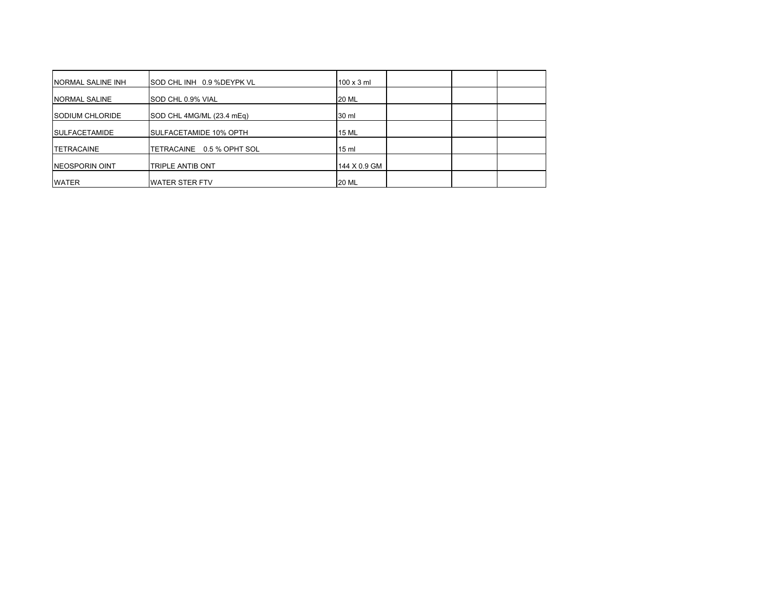| | | | | | |
|---|---|---|---|---|---|
| NORMAL SALINE INH | SOD CHL INH 0.9 %DEYPK VL | 100 x 3 ml | | | |
| NORMAL SALINE | SOD CHL 0.9% VIAL | 20 ML | | | |
| SODIUM CHLORIDE | SOD CHL 4MG/ML (23.4 mEq) | 30 ml | | | |
| SULFACETAMIDE | SULFACETAMIDE 10% OPTH | 15 ML | | | |
| TETRACAINE | TETRACAINE 0.5 % OPHT SOL | 15 ml | | | |
| NEOSPORIN OINT | TRIPLE ANTIB ONT | 144 X 0.9 GM | | | |
| WATER | WATER STER FTV | 20 ML | | | |